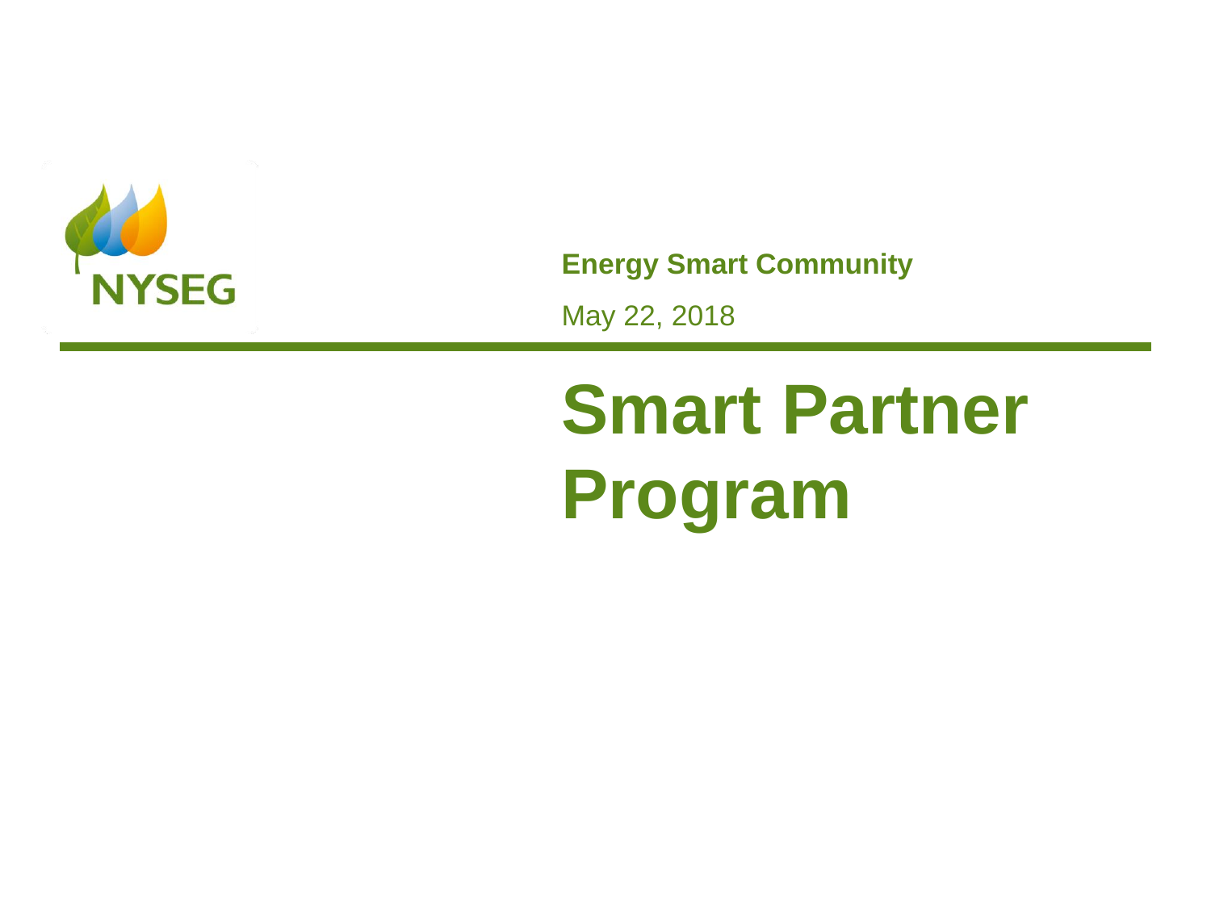NYSEG

**Energy Smart Community**

May 22, 2018

# Smart Partner Program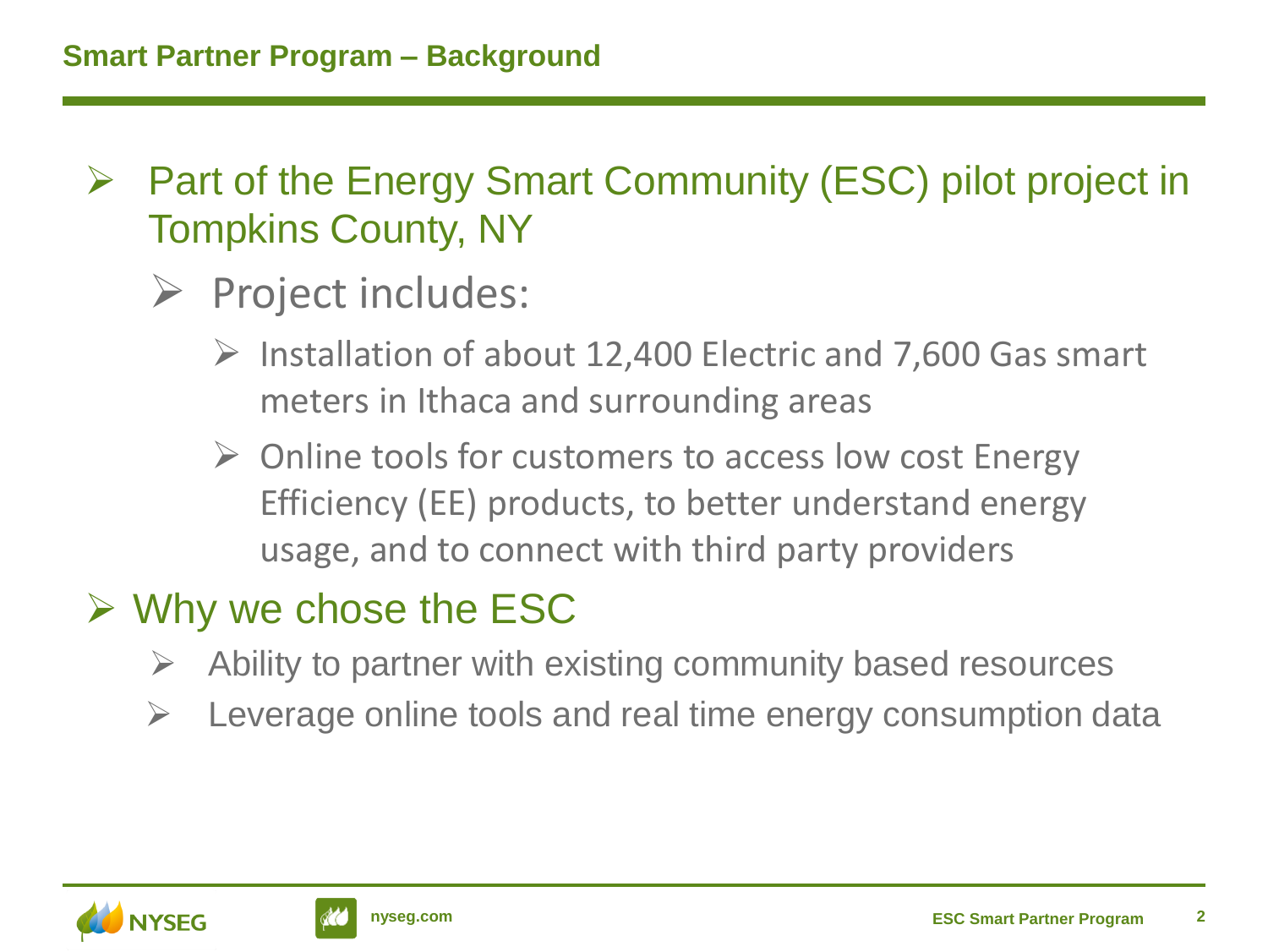## Smart Partner Program – Background

- Part of the Energy Smart Community (ESC) pilot project in Tompkins County, NY
  - Project includes:
    - Installation of about 12,400 Electric and 7,600 Gas smart meters in Ithaca and surrounding areas
    - Online tools for customers to access low cost Energy Efficiency (EE) products, to better understand energy usage, and to connect with third party providers
- Why we chose the ESC
  - Ability to partner with existing community based resources
  - Leverage online tools and real time energy consumption data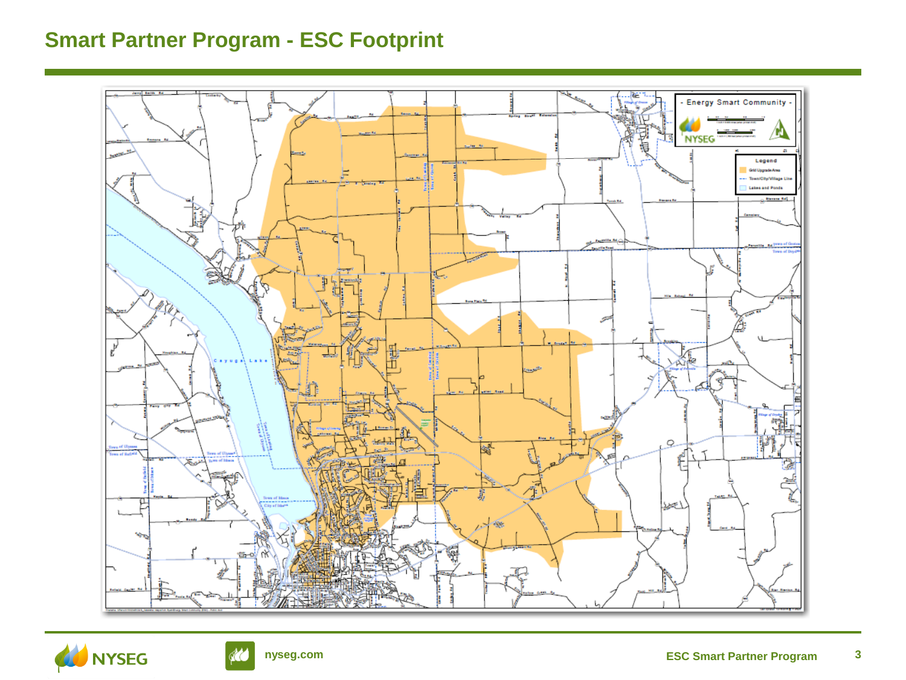# Smart Partner Program - ESC Footprint

- Energy Smart Community -

Legend

- Grid Upgrade Area
- Town/City/Village Line
- Lakes and Ponds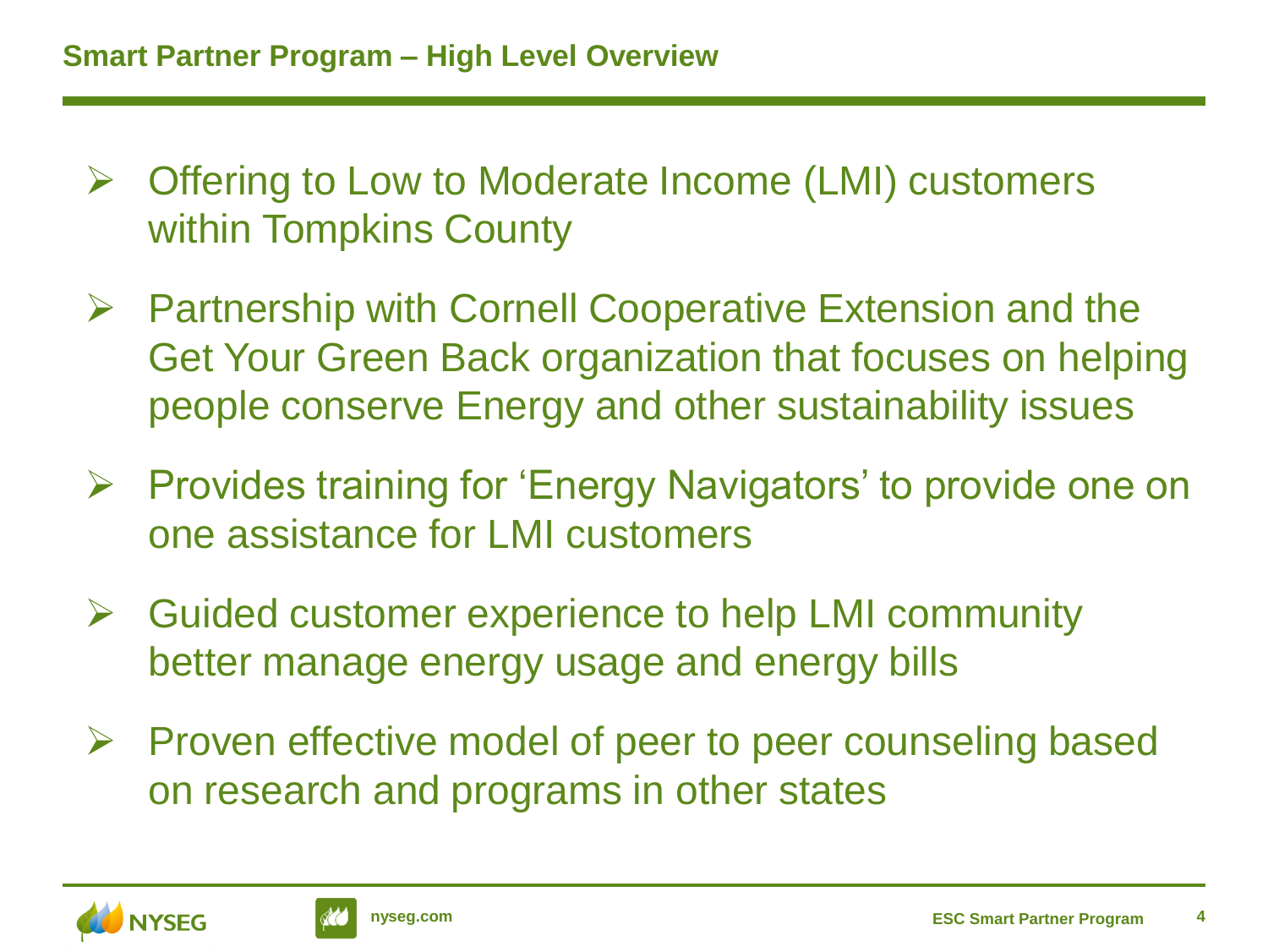## Smart Partner Program – High Level Overview

- Offering to Low to Moderate Income (LMI) customers within Tompkins County
- Partnership with Cornell Cooperative Extension and the Get Your Green Back organization that focuses on helping people conserve Energy and other sustainability issues
- Provides training for 'Energy Navigators' to provide one on one assistance for LMI customers
- Guided customer experience to help LMI community better manage energy usage and energy bills
- Proven effective model of peer to peer counseling based on research and programs in other states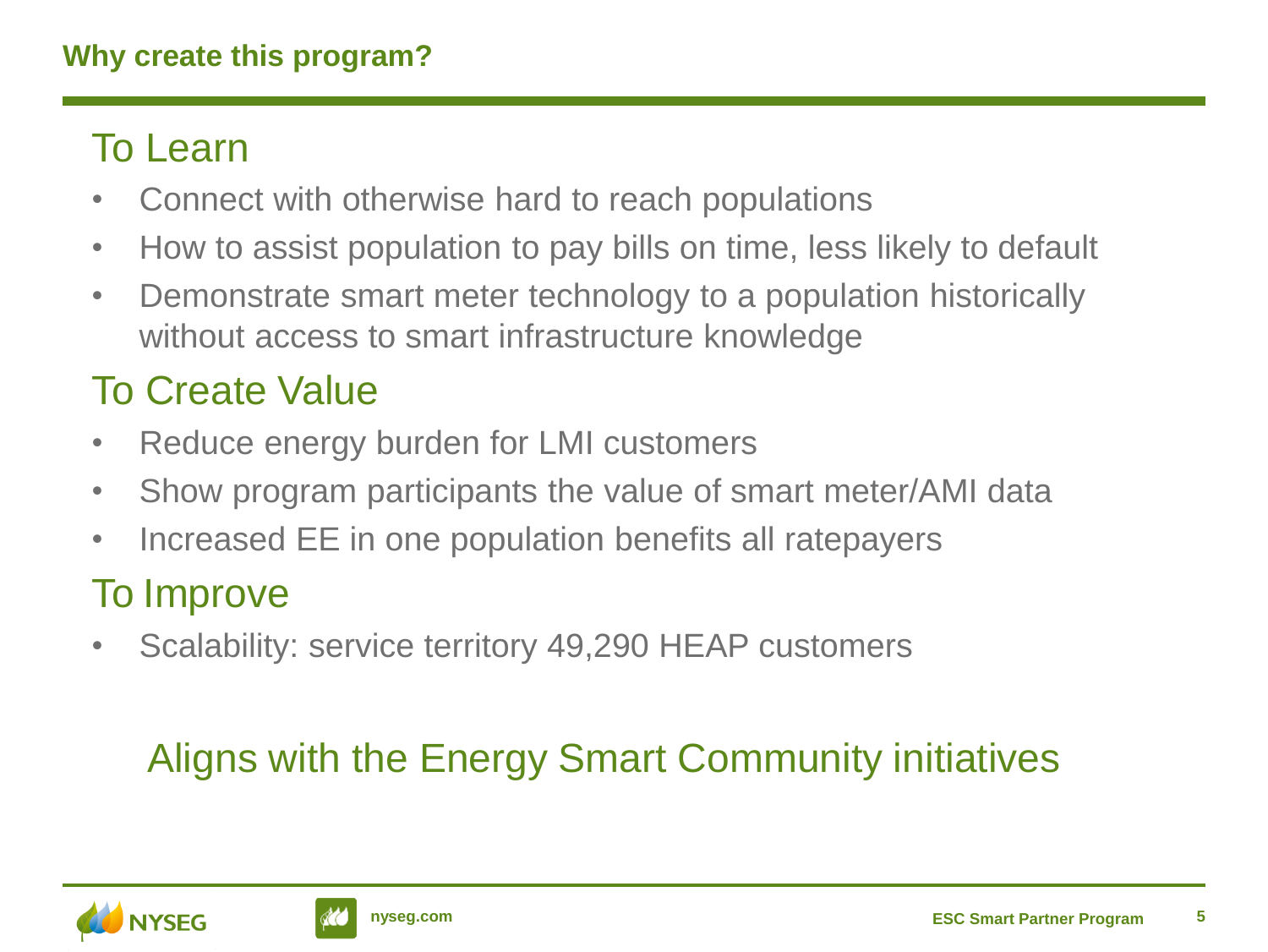# Why create this program?

## To Learn

- Connect with otherwise hard to reach populations
- How to assist population to pay bills on time, less likely to default
- Demonstrate smart meter technology to a population historically without access to smart infrastructure knowledge

## To Create Value

- Reduce energy burden for LMI customers
- Show program participants the value of smart meter/AMI data
- Increased EE in one population benefits all ratepayers

## To Improve

- Scalability: service territory 49,290 HEAP customers

## Aligns with the Energy Smart Community initiatives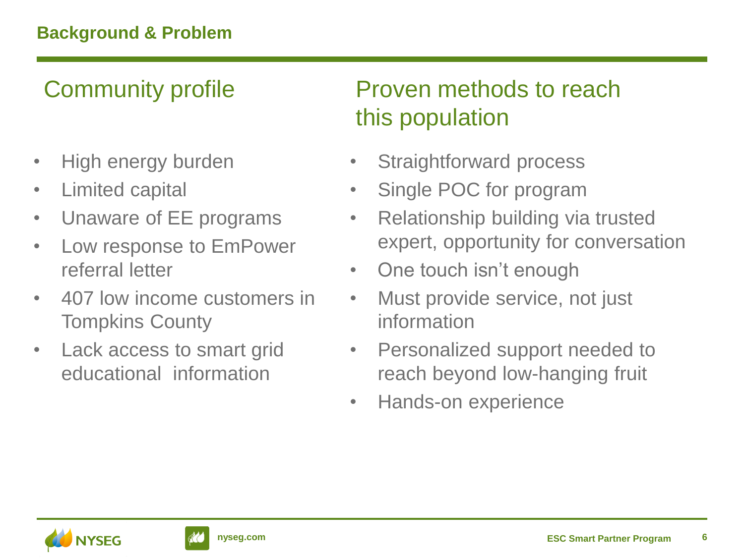## Background & Problem

### Community profile

- High energy burden
- Limited capital
- Unaware of EE programs
- Low response to EmPower referral letter
- 407 low income customers in Tompkins County
- Lack access to smart grid educational information

### Proven methods to reach this population

- Straightforward process
- Single POC for program
- Relationship building via trusted expert, opportunity for conversation
- One touch isn't enough
- Must provide service, not just information
- Personalized support needed to reach beyond low-hanging fruit
- Hands-on experience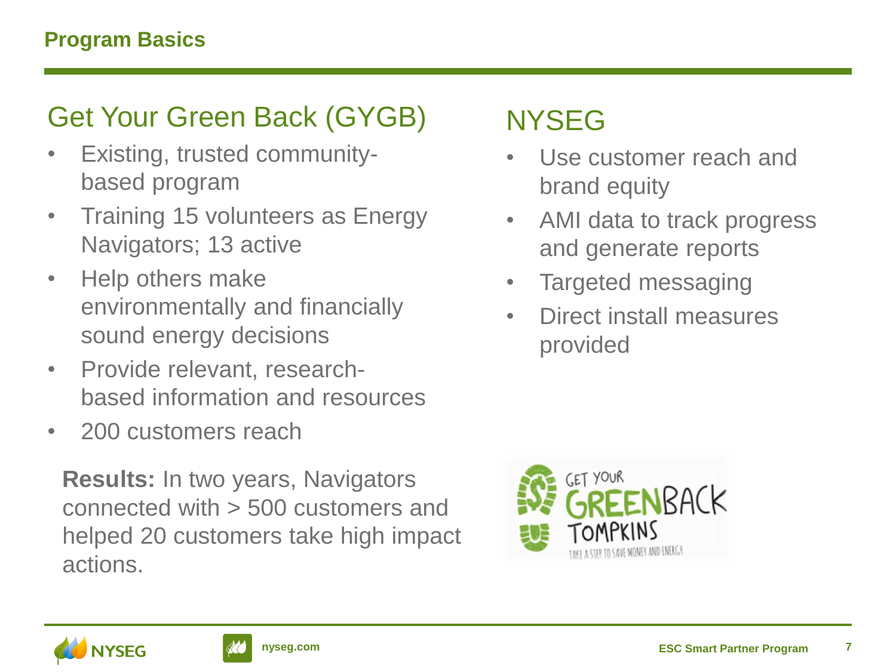## Program Basics

### Get Your Green Back (GYGB)

- Existing, trusted community-based program
- Training 15 volunteers as Energy Navigators; 13 active
- Help others make environmentally and financially sound energy decisions
- Provide relevant, research-based information and resources
- 200 customers reach

**Results:** In two years, Navigators connected with > 500 customers and helped 20 customers take high impact actions.

### NYSEG

- Use customer reach and brand equity
- AMI data to track progress and generate reports
- Targeted messaging
- Direct install measures provided

GET YOUR GREENBACK TOMPKINS
TAKE A STEP TO SAVE MONEY AND ENERGY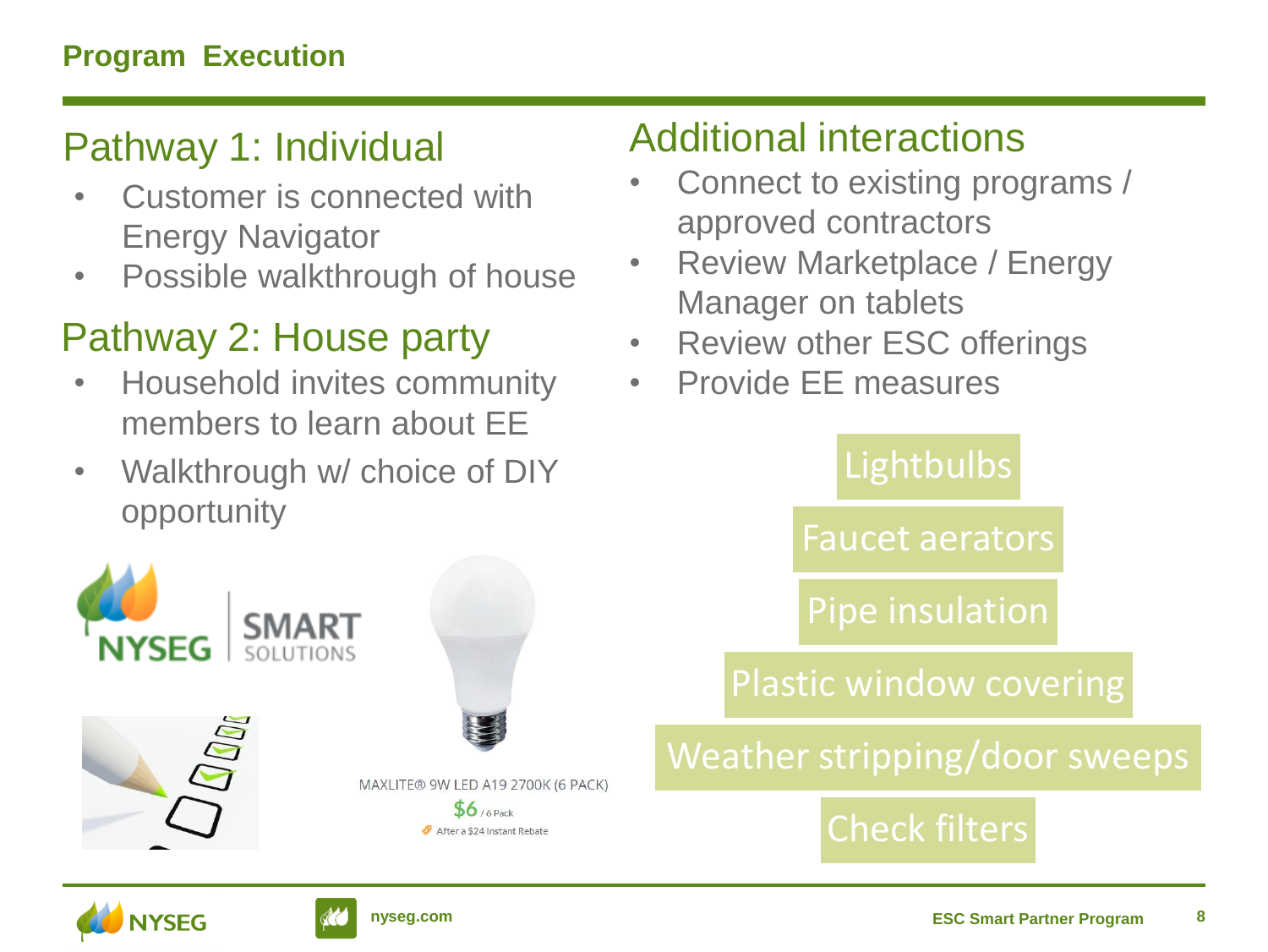## Program Execution

### Pathway 1: Individual

- Customer is connected with Energy Navigator
- Possible walkthrough of house

### Pathway 2: House party

- Household invites community members to learn about EE
- Walkthrough w/ choice of DIY opportunity

NYSEG | SMART SOLUTIONS

MAXLITE® 9W LED A19 2700K (6 PACK)

$6 / 6 Pack

After a $24 Instant Rebate

### Additional interactions

- Connect to existing programs / approved contractors
- Review Marketplace / Energy Manager on tablets
- Review other ESC offerings
- Provide EE measures

Lightbulbs

Faucet aerators

Pipe insulation

Plastic window covering

Weather stripping/door sweeps

Check filters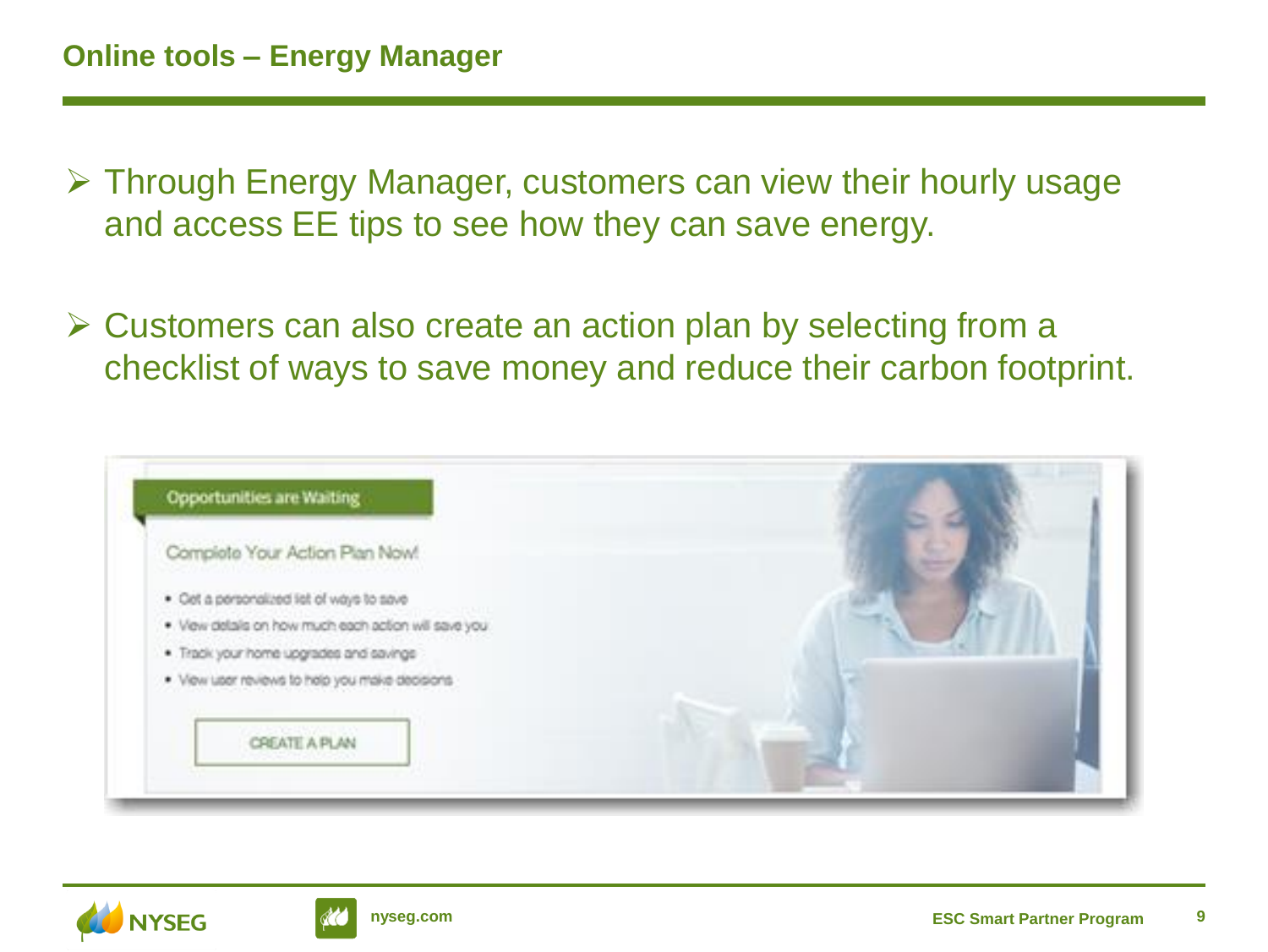## Online tools – Energy Manager

- Through Energy Manager, customers can view their hourly usage and access EE tips to see how they can save energy.
- Customers can also create an action plan by selecting from a checklist of ways to save money and reduce their carbon footprint.

Opportunities are Waiting

Complete Your Action Plan Now!

- Get a personalized list of ways to save
- View details on how much each action will save you
- Track your home upgrades and savings
- View user reviews to help you make decisions

CREATE A PLAN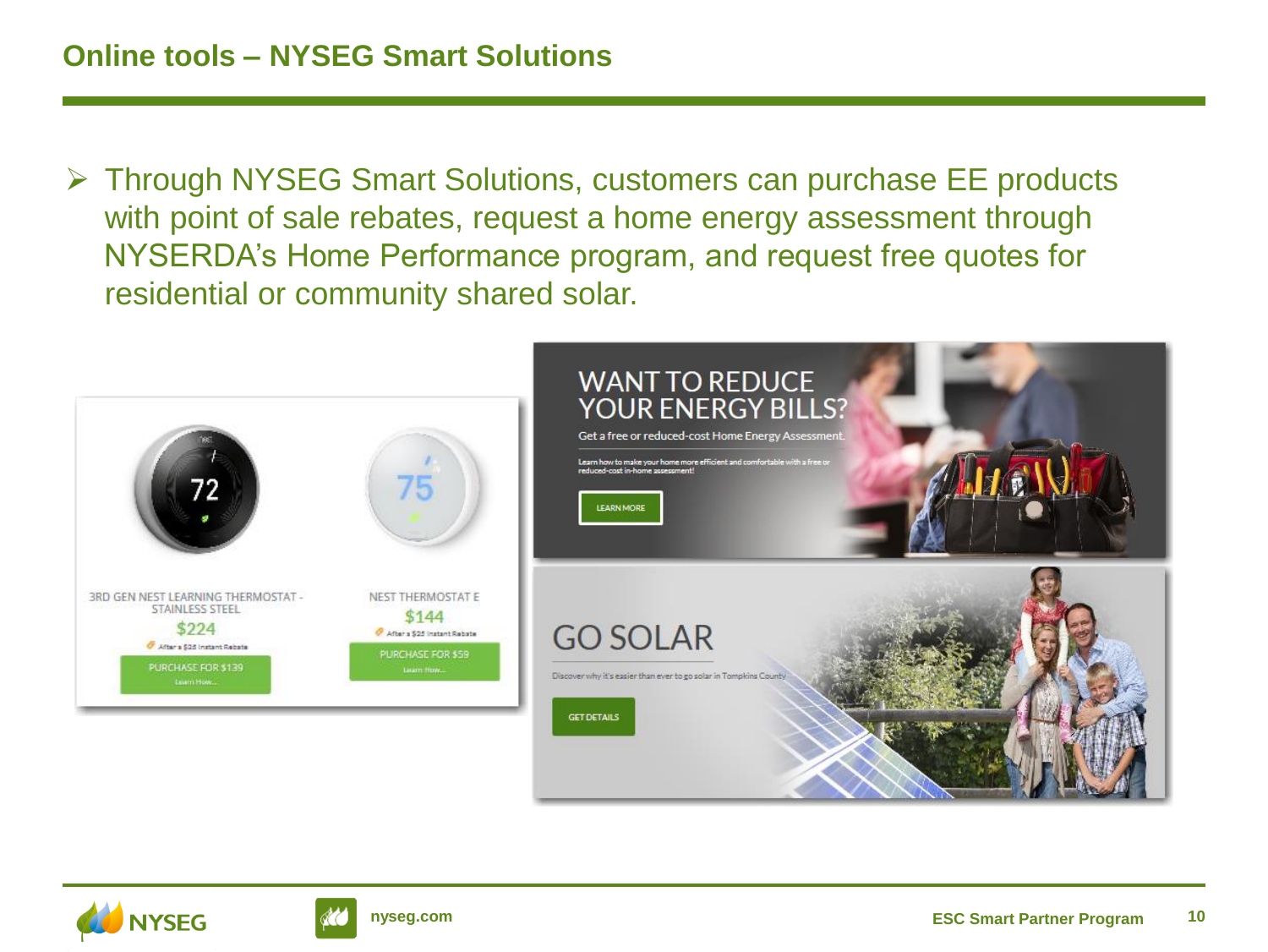## Online tools – NYSEG Smart Solutions

- Through NYSEG Smart Solutions, customers can purchase EE products with point of sale rebates, request a home energy assessment through NYSERDA's Home Performance program, and request free quotes for residential or community shared solar.

3RD GEN NEST LEARNING THERMOSTAT - STAINLESS STEEL
$224
After a $25 Instant Rebate
PURCHASE FOR $139
Learn How...

NEST THERMOSTAT E
$144
After a $25 Instant Rebate
PURCHASE FOR $59
Learn How...

WANT TO REDUCE YOUR ENERGY BILLS?
Get a free or reduced-cost Home Energy Assessment.
Learn how to make your home more efficient and comfortable with a free or reduced-cost in-home assessment!
LEARN MORE

GO SOLAR
Discover why it's easier than ever to go solar in Tompkins County
GET DETAILS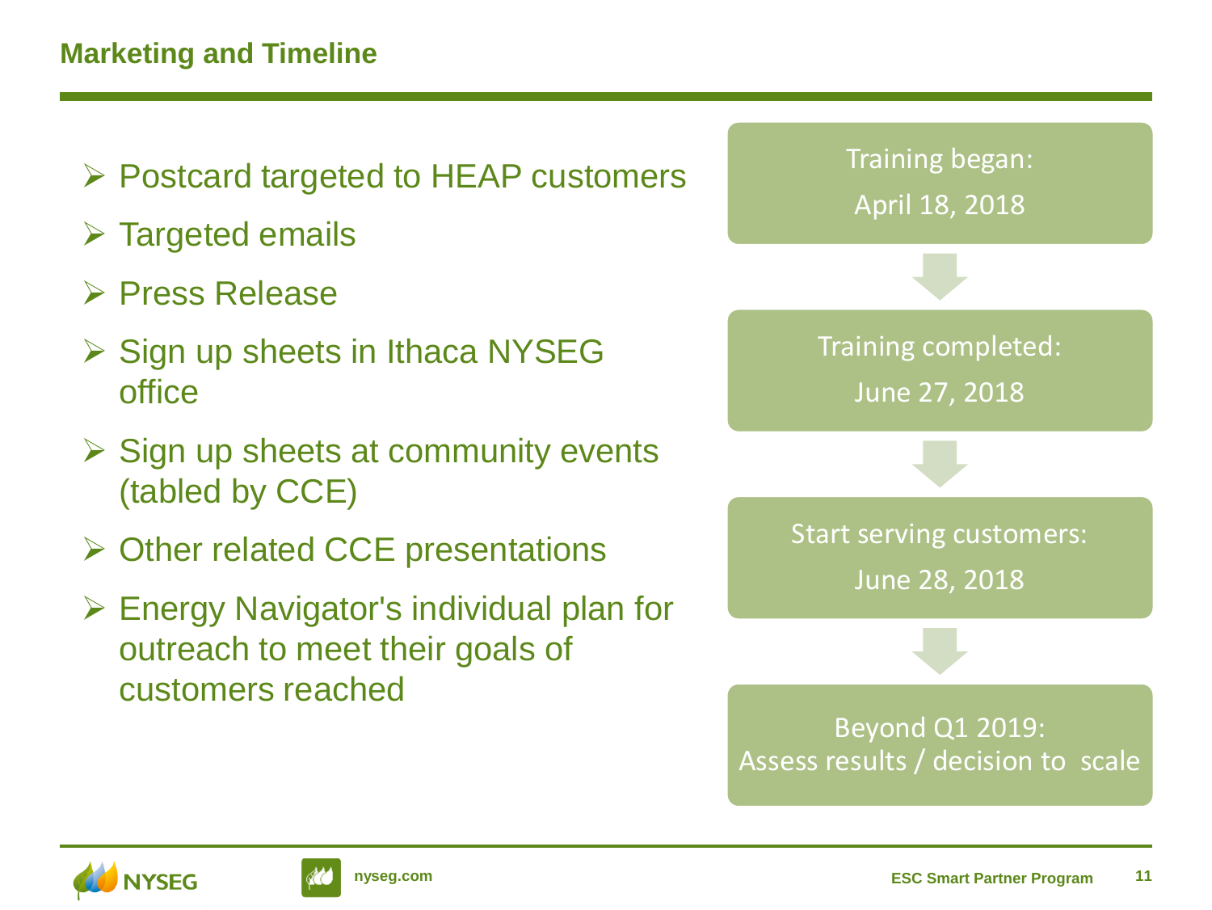## Marketing and Timeline

- Postcard targeted to HEAP customers
- Targeted emails
- Press Release
- Sign up sheets in Ithaca NYSEG office
- Sign up sheets at community events (tabled by CCE)
- Other related CCE presentations
- Energy Navigator's individual plan for outreach to meet their goals of customers reached

Training began: April 18, 2018

↓

Training completed: June 27, 2018

↓

Start serving customers: June 28, 2018

↓

Beyond Q1 2019: Assess results / decision to scale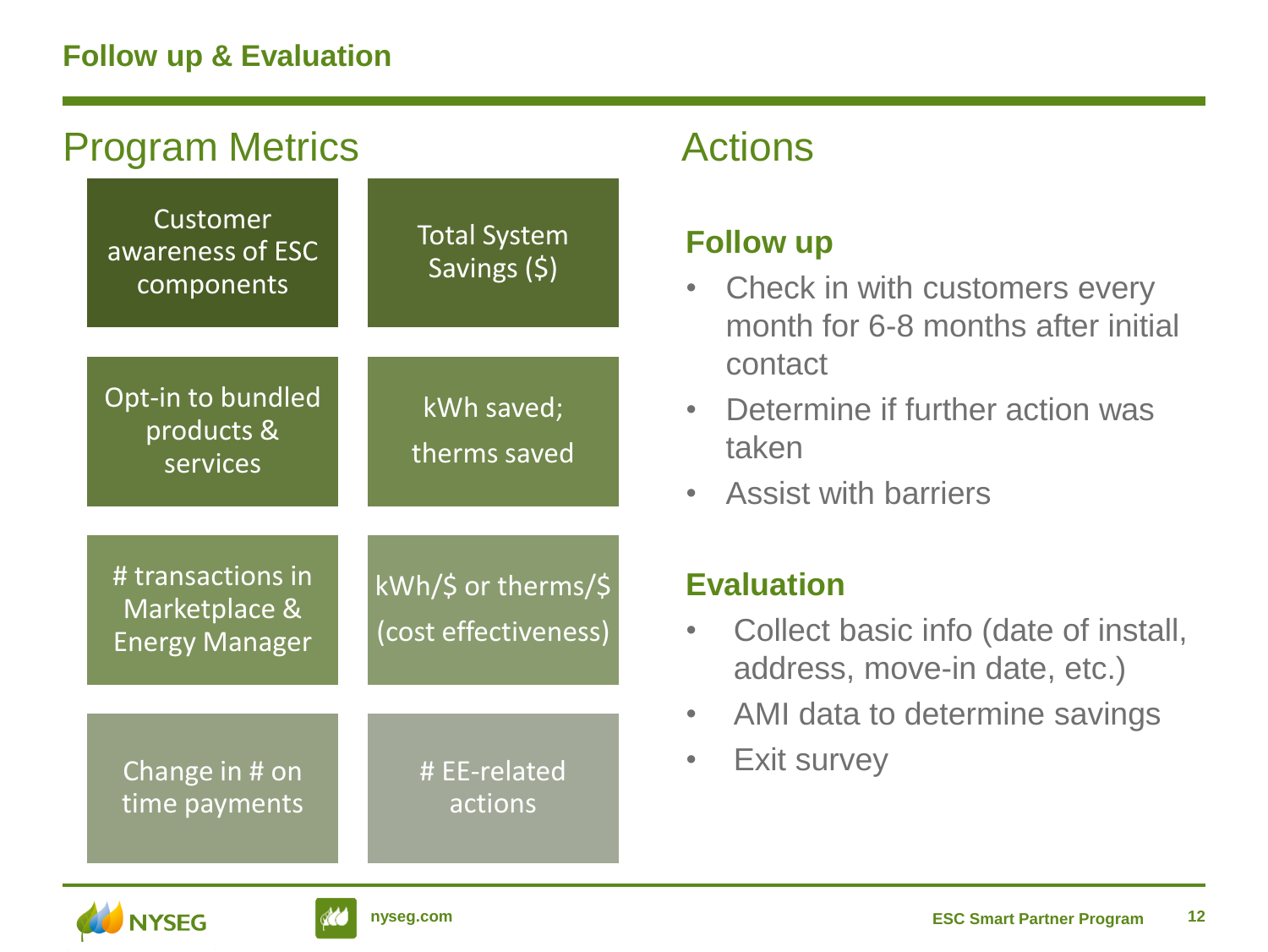# Follow up & Evaluation

## Program Metrics

- Customer awareness of ESC components
- Total System Savings ($)
- Opt-in to bundled products & services
- kWh saved; therms saved
- # transactions in Marketplace & Energy Manager
- kWh/$ or therms/$ (cost effectiveness)
- Change in # on time payments
- # EE-related actions

## Actions

### Follow up

- Check in with customers every month for 6-8 months after initial contact
- Determine if further action was taken
- Assist with barriers

### Evaluation

- Collect basic info (date of install, address, move-in date, etc.)
- AMI data to determine savings
- Exit survey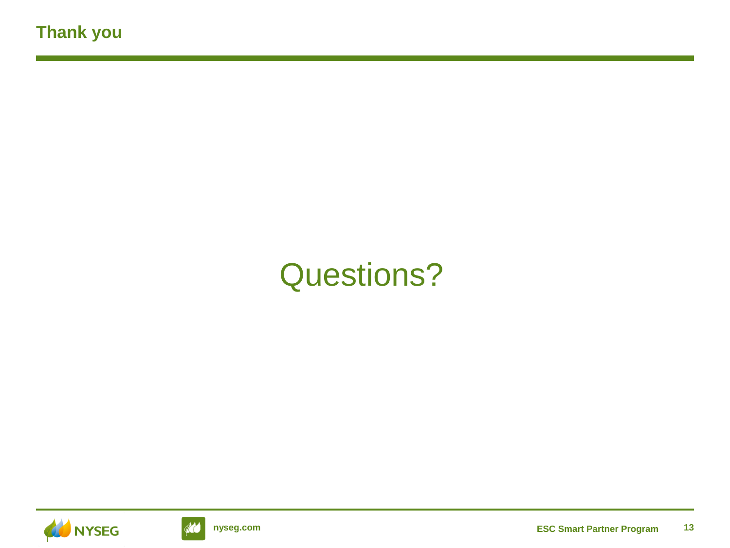# Thank you

Questions?